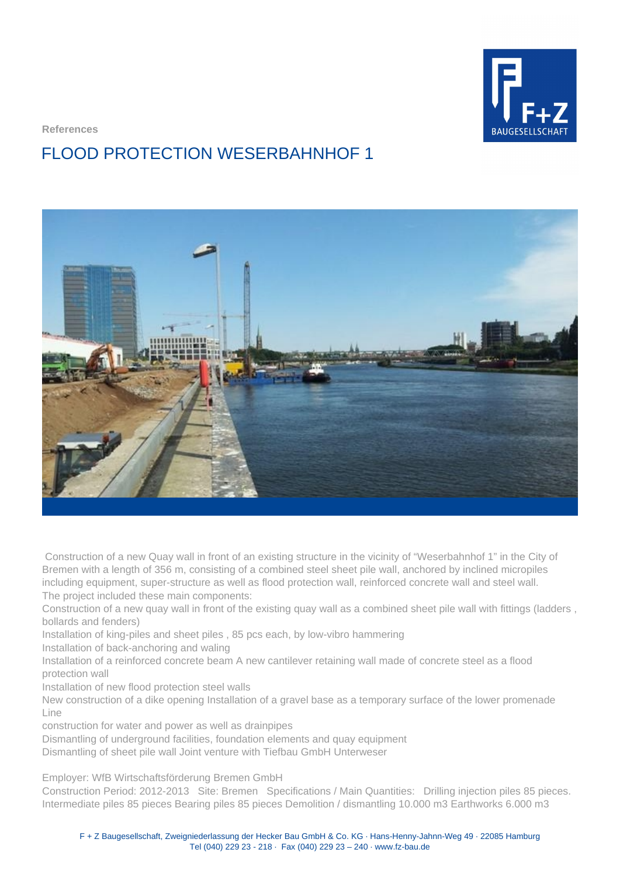References

# FLOOD PROTECTION WESERBAHNHOF 1

Construction of a new Quay wall in front of an existing structure in the vicinity of "Weserbahnhof 1" in the City of Bremen with a length of 356 m, consisting of a combined steel sheet pile wall, anchored by inclined micropiles including equipment, super-structure as well as flood protection wall, reinforced concrete wall and steel wall.
The project included these main components:
Construction of a new quay wall in front of the existing quay wall as a combined sheet pile wall with fittings (ladders , bollards and fenders)
Installation of king-piles and sheet piles , 85 pcs each, by low-vibro hammering
Installation of back-anchoring and waling
Installation of a reinforced concrete beam A new cantilever retaining wall made of concrete steel as a flood protection wall
Installation of new flood protection steel walls
New construction of a dike opening Installation of a gravel base as a temporary surface of the lower promenade Line
construction for water and power as well as drainpipes
Dismantling of underground facilities, foundation elements and quay equipment
Dismantling of sheet pile wall Joint venture with Tiefbau GmbH Unterweser

Employer: WfB Wirtschaftsförderung Bremen GmbH
Construction Period: 2012-2013 Site: Bremen Specifications / Main Quantities: Drilling injection piles 85 pieces. Intermediate piles 85 pieces Bearing piles 85 pieces Demolition / dismantling 10.000 m3 Earthworks 6.000 m3

F + Z Baugesellschaft, Zweigniederlassung der Hecker Bau GmbH & Co. KG · Hans-Henny-Jahnn-Weg 49 · 22085 Hamburg
Tel (040) 229 23 - 218 · Fax (040) 229 23 – 240 · www.fz-bau.de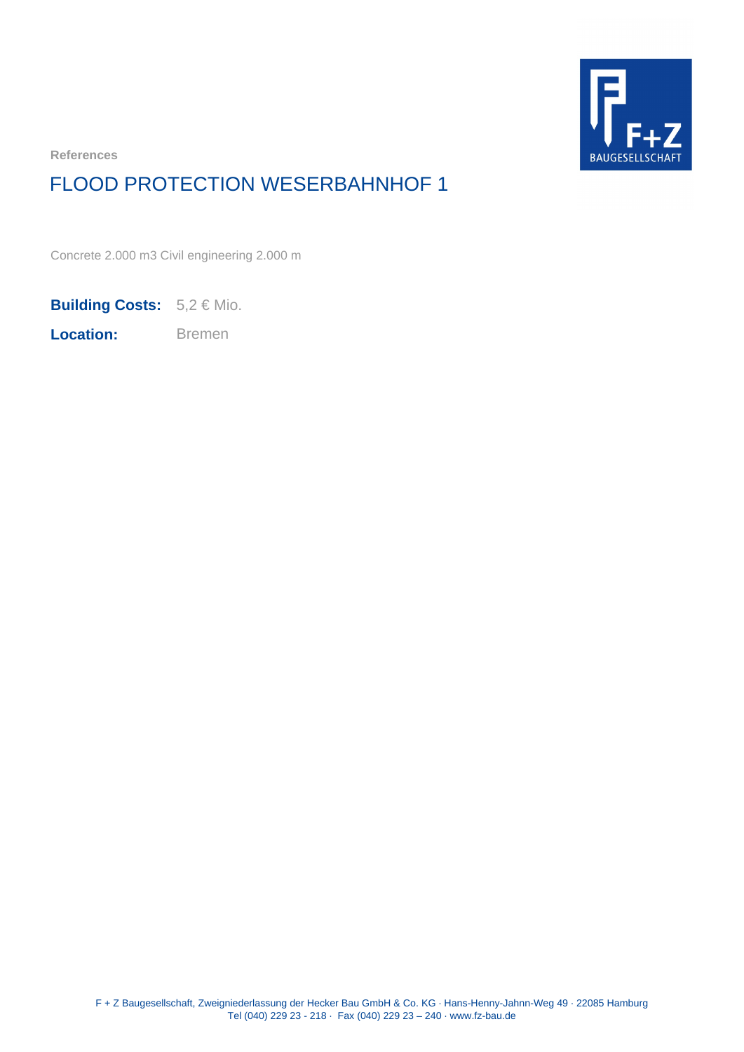References

# FLOOD PROTECTION WESERBAHNHOF 1

Concrete 2.000 m3 Civil engineering 2.000 m

**Building Costs:** 5,2 € Mio.

**Location:** Bremen